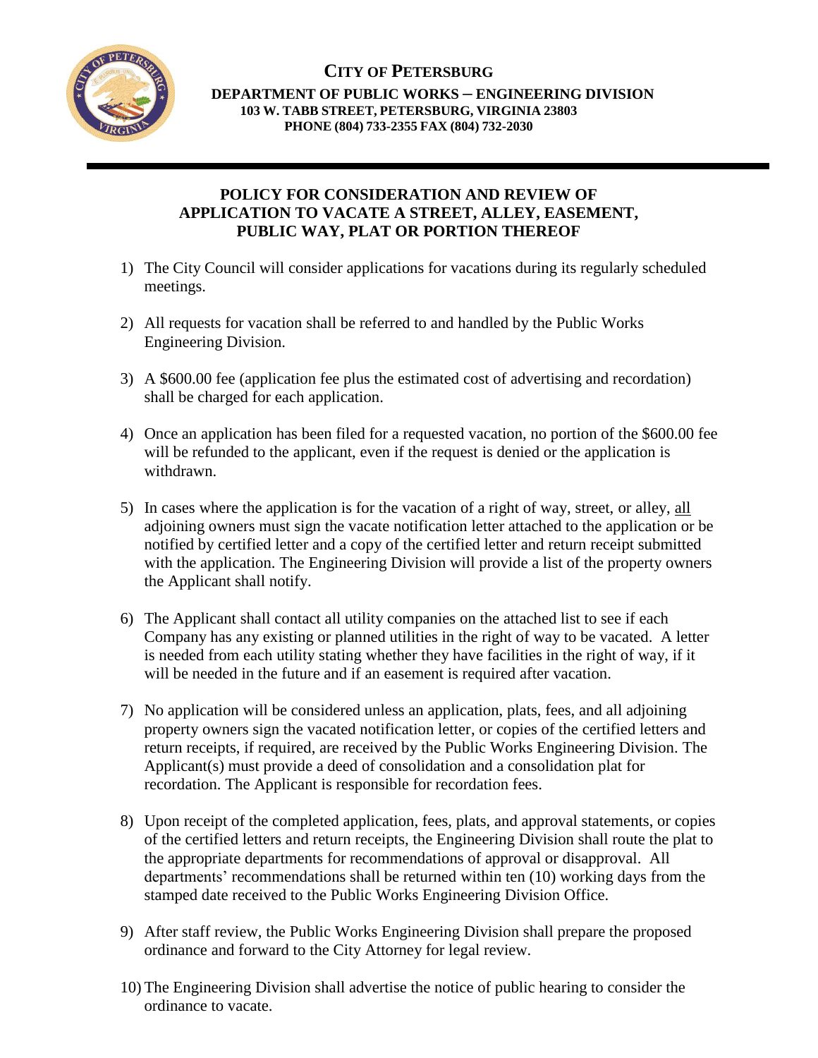# CITY OF PETERSBURG

**DEPARTMENT OF PUBLIC WORKS – ENGINEERING DIVISION**
**103 W. TABB STREET, PETERSBURG, VIRGINIA 23803**
**PHONE (804) 733-2355 FAX (804) 732-2030**

---

## POLICY FOR CONSIDERATION AND REVIEW OF APPLICATION TO VACATE A STREET, ALLEY, EASEMENT, PUBLIC WAY, PLAT OR PORTION THEREOF

1) The City Council will consider applications for vacations during its regularly scheduled meetings.

2) All requests for vacation shall be referred to and handled by the Public Works Engineering Division.

3) A $600.00 fee (application fee plus the estimated cost of advertising and recordation) shall be charged for each application.

4) Once an application has been filed for a requested vacation, no portion of the $600.00 fee will be refunded to the applicant, even if the request is denied or the application is withdrawn.

5) In cases where the application is for the vacation of a right of way, street, or alley, <u>all</u> adjoining owners must sign the vacate notification letter attached to the application or be notified by certified letter and a copy of the certified letter and return receipt submitted with the application. The Engineering Division will provide a list of the property owners the Applicant shall notify.

6) The Applicant shall contact all utility companies on the attached list to see if each Company has any existing or planned utilities in the right of way to be vacated. A letter is needed from each utility stating whether they have facilities in the right of way, if it will be needed in the future and if an easement is required after vacation.

7) No application will be considered unless an application, plats, fees, and all adjoining property owners sign the vacated notification letter, or copies of the certified letters and return receipts, if required, are received by the Public Works Engineering Division. The Applicant(s) must provide a deed of consolidation and a consolidation plat for recordation. The Applicant is responsible for recordation fees.

8) Upon receipt of the completed application, fees, plats, and approval statements, or copies of the certified letters and return receipts, the Engineering Division shall route the plat to the appropriate departments for recommendations of approval or disapproval. All departments' recommendations shall be returned within ten (10) working days from the stamped date received to the Public Works Engineering Division Office.

9) After staff review, the Public Works Engineering Division shall prepare the proposed ordinance and forward to the City Attorney for legal review.

10) The Engineering Division shall advertise the notice of public hearing to consider the ordinance to vacate.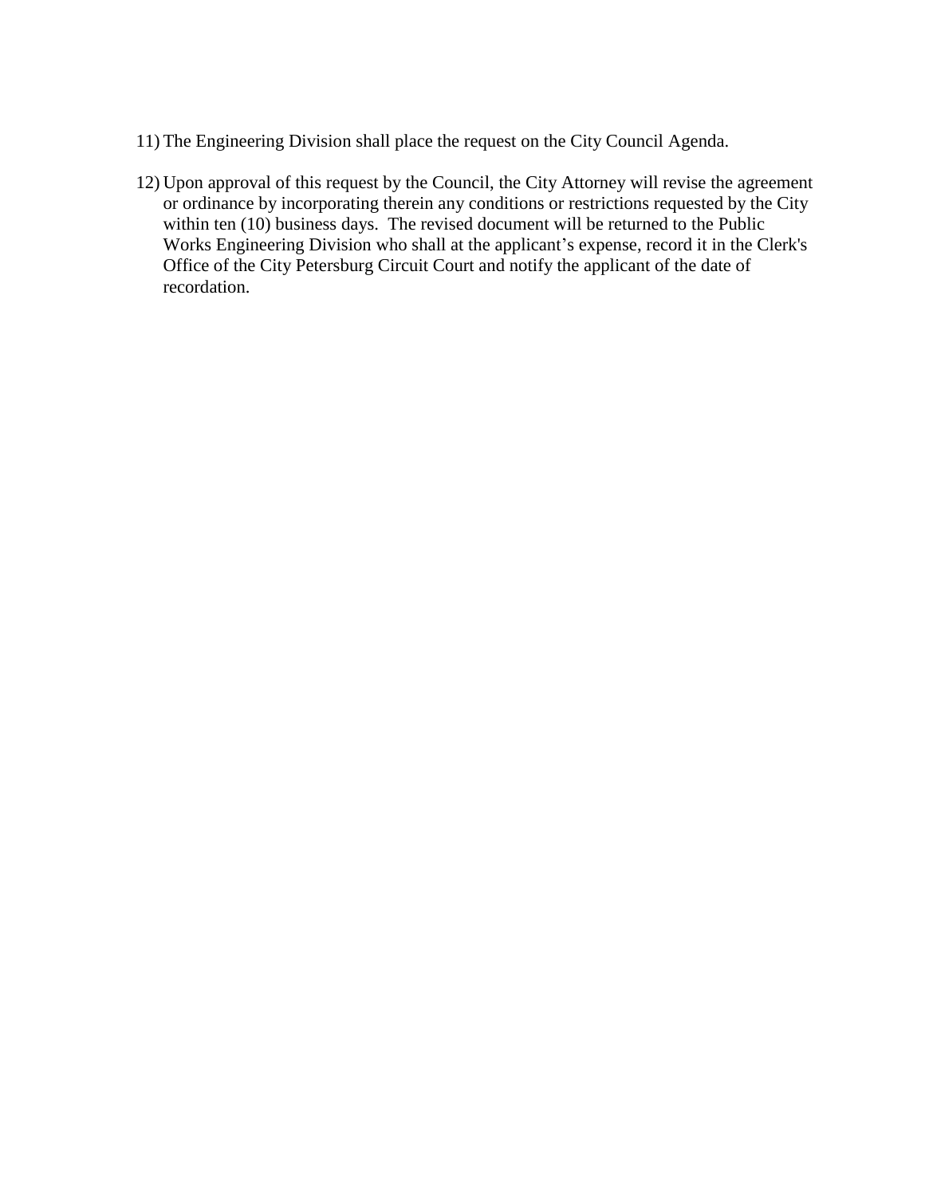11) The Engineering Division shall place the request on the City Council Agenda.

12) Upon approval of this request by the Council, the City Attorney will revise the agreement or ordinance by incorporating therein any conditions or restrictions requested by the City within ten (10) business days. The revised document will be returned to the Public Works Engineering Division who shall at the applicant's expense, record it in the Clerk's Office of the City Petersburg Circuit Court and notify the applicant of the date of recordation.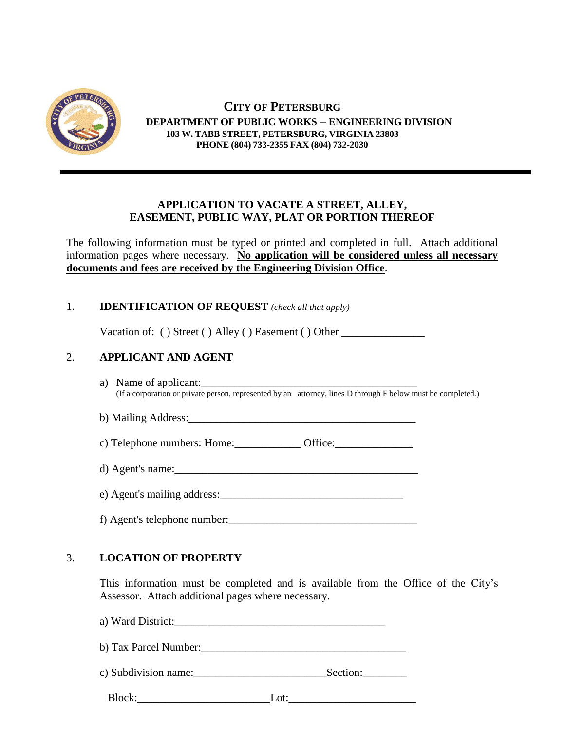**CITY OF PETERSBURG**
**DEPARTMENT OF PUBLIC WORKS – ENGINEERING DIVISION**
**103 W. TABB STREET, PETERSBURG, VIRGINIA 23803**
**PHONE (804) 733-2355 FAX (804) 732-2030**

---

## APPLICATION TO VACATE A STREET, ALLEY, EASEMENT, PUBLIC WAY, PLAT OR PORTION THEREOF

The following information must be typed or printed and completed in full. Attach additional information pages where necessary. **No application will be considered unless all necessary documents and fees are received by the Engineering Division Office**.

1. **IDENTIFICATION OF REQUEST** *(check all that apply)*

   Vacation of: ( ) Street ( ) Alley ( ) Easement ( ) Other _______________

2. **APPLICANT AND AGENT**

   a) Name of applicant:________________________________________
   (If a corporation or private person, represented by an attorney, lines D through F below must be completed.)

   b) Mailing Address:__________________________________________

   c) Telephone numbers: Home:____________ Office:______________

   d) Agent's name:_____________________________________________

   e) Agent's mailing address:__________________________________

   f) Agent's telephone number:_________________________________

3. **LOCATION OF PROPERTY**

   This information must be completed and is available from the Office of the City's Assessor. Attach additional pages where necessary.

   a) Ward District:_______________________________________

   b) Tax Parcel Number:___________________________________

   c) Subdivision name:________________________Section:________

   Block:________________________Lot:______________________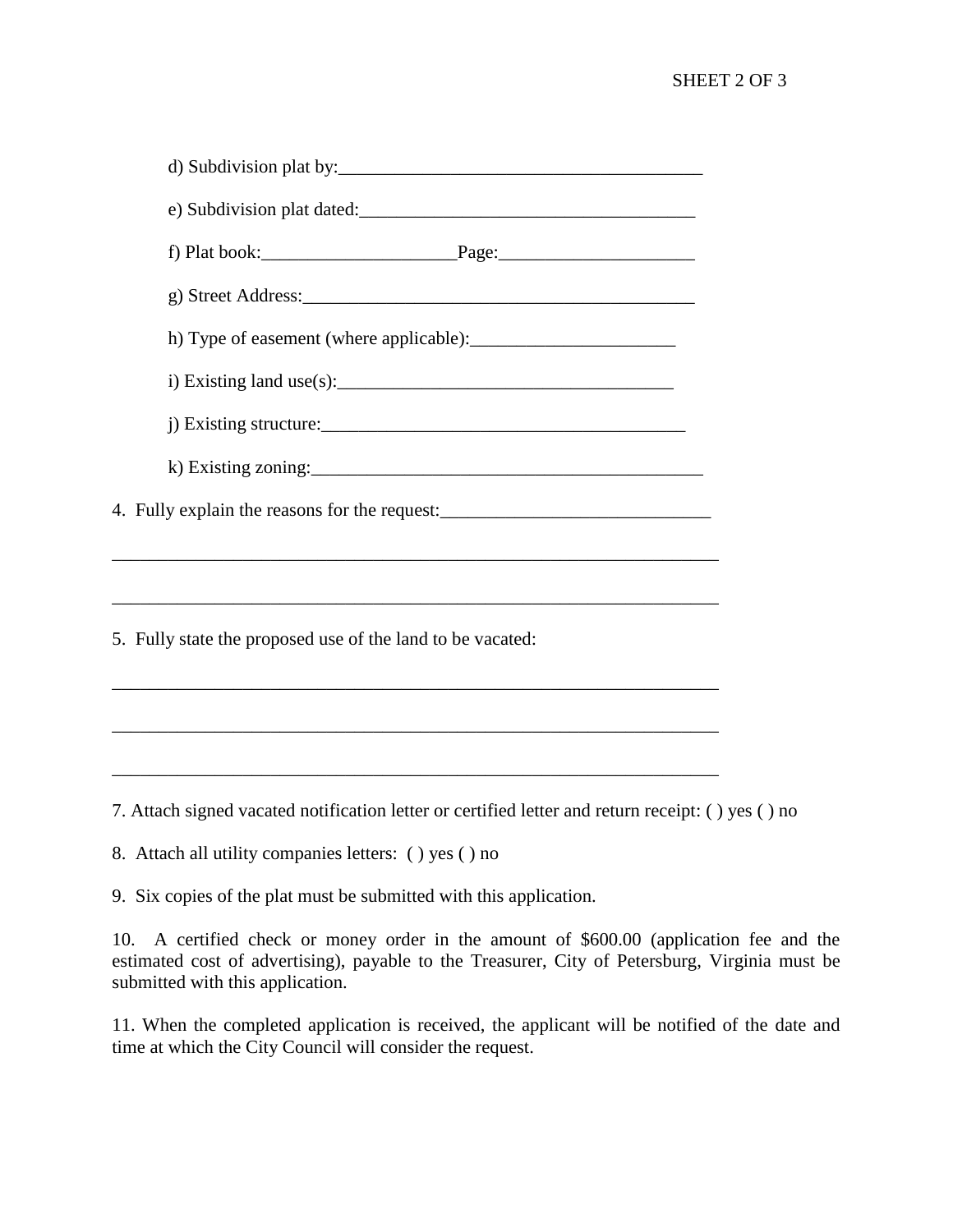d) Subdivision plat by:________________________________________

e) Subdivision plat dated:____________________________________

f) Plat book:_____________________Page:_____________________

g) Street Address:___________________________________________

h) Type of easement (where applicable):______________________

i) Existing land use(s):_____________________________________

j) Existing structure:________________________________________

k) Existing zoning:___________________________________________

4. Fully explain the reasons for the request:_____________________________

_____________________________________________________________________

_____________________________________________________________________

5. Fully state the proposed use of the land to be vacated:

_____________________________________________________________________

_____________________________________________________________________

_____________________________________________________________________

7. Attach signed vacated notification letter or certified letter and return receipt: ( ) yes ( ) no

8. Attach all utility companies letters: ( ) yes ( ) no

9. Six copies of the plat must be submitted with this application.

10. A certified check or money order in the amount of $600.00 (application fee and the estimated cost of advertising), payable to the Treasurer, City of Petersburg, Virginia must be submitted with this application.

11. When the completed application is received, the applicant will be notified of the date and time at which the City Council will consider the request.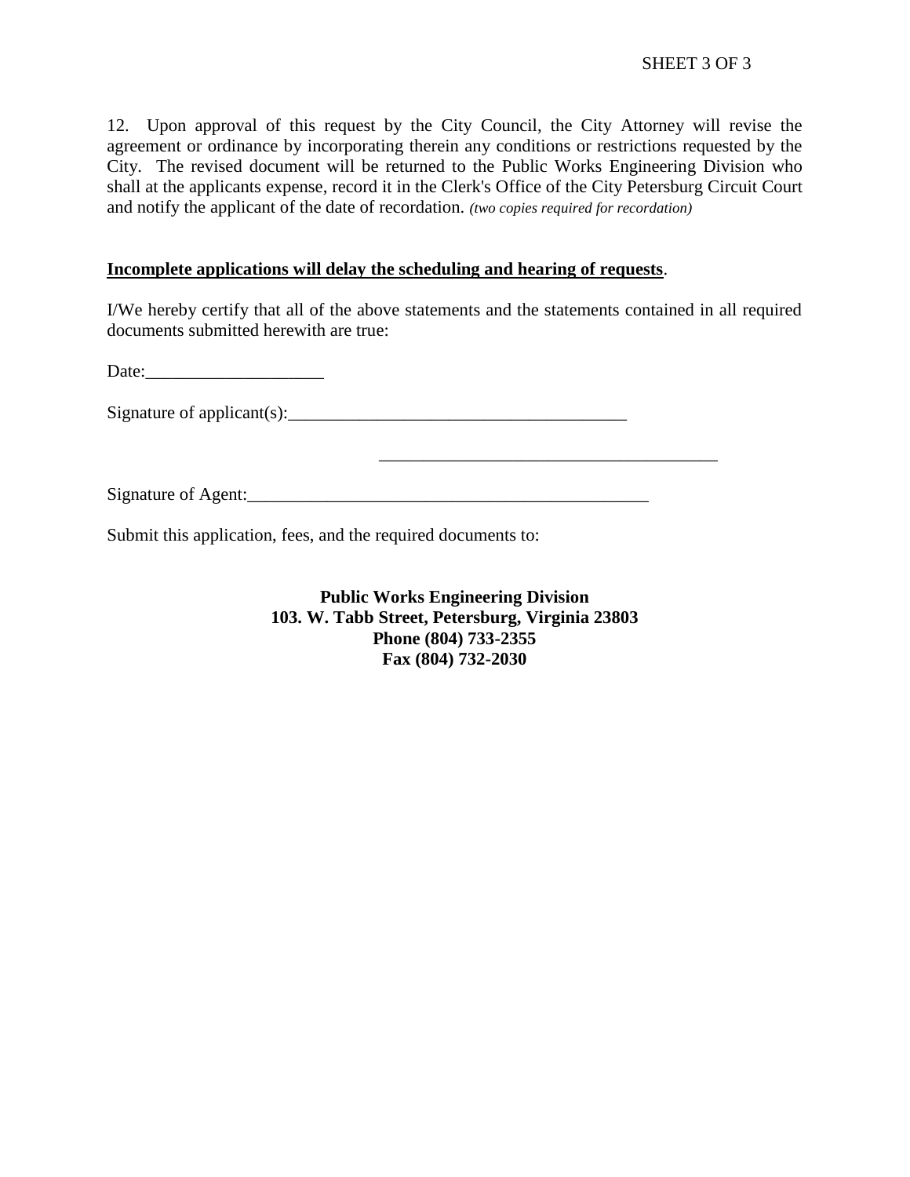12. Upon approval of this request by the City Council, the City Attorney will revise the agreement or ordinance by incorporating therein any conditions or restrictions requested by the City. The revised document will be returned to the Public Works Engineering Division who shall at the applicants expense, record it in the Clerk's Office of the City Petersburg Circuit Court and notify the applicant of the date of recordation. *(two copies required for recordation)*

**Incomplete applications will delay the scheduling and hearing of requests**.

I/We hereby certify that all of the above statements and the statements contained in all required documents submitted herewith are true:

Date:____________________

Signature of applicant(s):_______________________________________

_______________________________________

Signature of Agent:______________________________________________

Submit this application, fees, and the required documents to:

**Public Works Engineering Division**
**103. W. Tabb Street, Petersburg, Virginia 23803**
**Phone (804) 733-2355**
**Fax (804) 732-2030**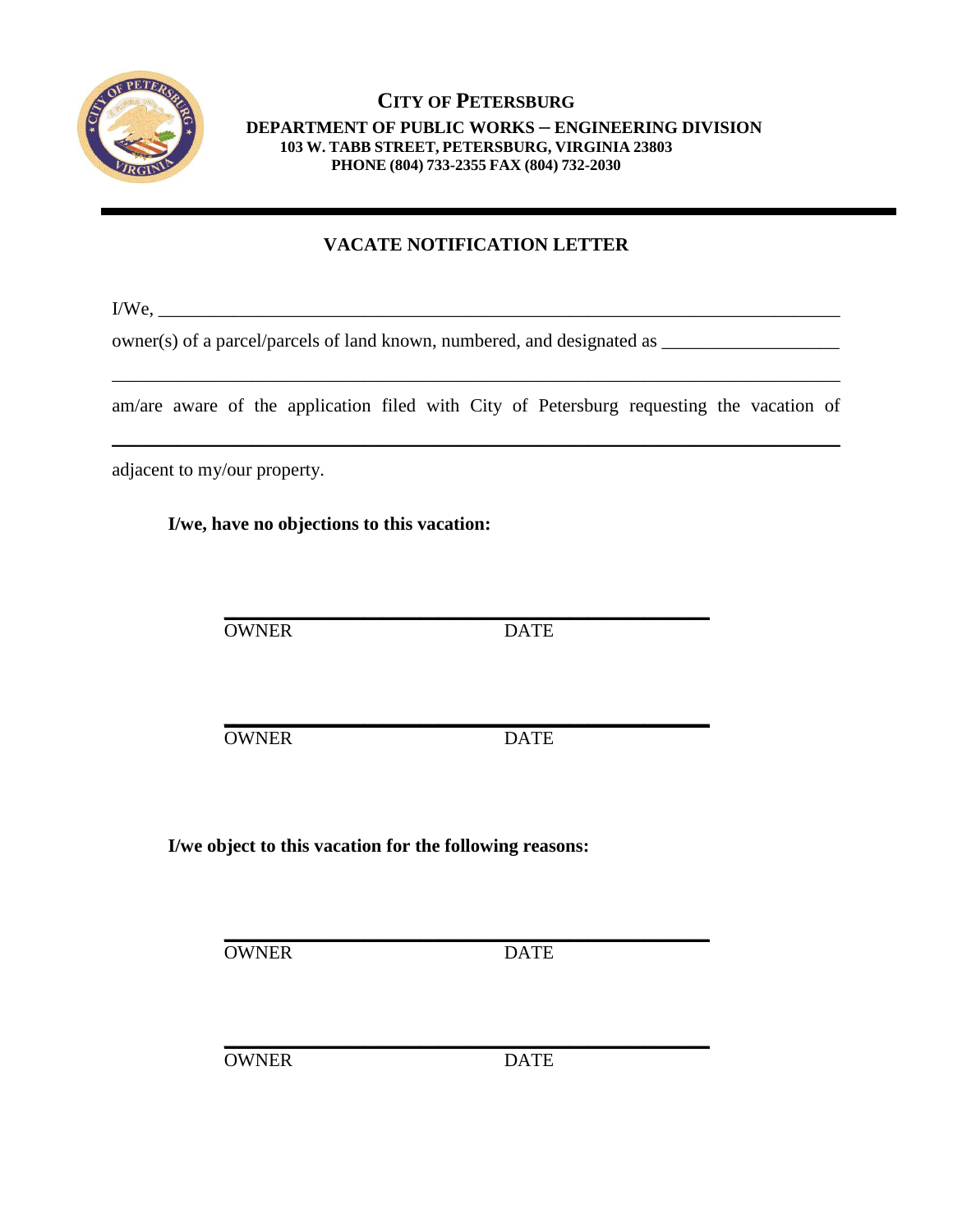**CITY OF PETERSBURG**

**DEPARTMENT OF PUBLIC WORKS – ENGINEERING DIVISION**

**103 W. TABB STREET, PETERSBURG, VIRGINIA 23803**

**PHONE (804) 733-2355 FAX (804) 732-2030**

## VACATE NOTIFICATION LETTER

I/We, ______________________________________________________________________________

owner(s) of a parcel/parcels of land known, numbered, and designated as ___________________

______________________________________________________________________________

am/are aware of the application filed with City of Petersburg requesting the vacation of

______________________________________________________________________________

adjacent to my/our property.

**I/we, have no objections to this vacation:**

______________________________________________

OWNER DATE

______________________________________________

OWNER DATE

**I/we object to this vacation for the following reasons:**

______________________________________________

OWNER DATE

______________________________________________

OWNER DATE